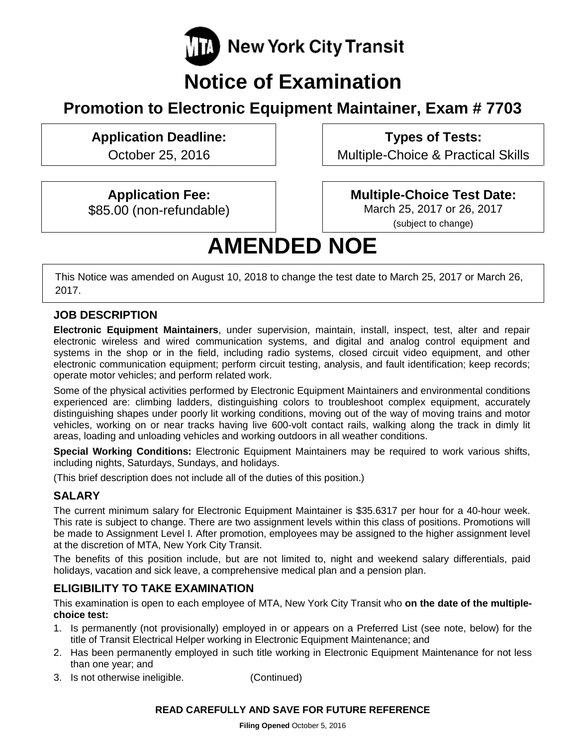New York City Transit

# Notice of Examination

## Promotion to Electronic Equipment Maintainer, Exam # 7703

**Application Deadline:**
October 25, 2016

**Types of Tests:**
Multiple-Choice & Practical Skills

**Application Fee:**
$85.00 (non-refundable)

**Multiple-Choice Test Date:**
March 25, 2017 or 26, 2017
(subject to change)

# AMENDED NOE

This Notice was amended on August 10, 2018 to change the test date to March 25, 2017 or March 26, 2017.

### JOB DESCRIPTION

**Electronic Equipment Maintainers**, under supervision, maintain, install, inspect, test, alter and repair electronic wireless and wired communication systems, and digital and analog control equipment and systems in the shop or in the field, including radio systems, closed circuit video equipment, and other electronic communication equipment; perform circuit testing, analysis, and fault identification; keep records; operate motor vehicles; and perform related work.

Some of the physical activities performed by Electronic Equipment Maintainers and environmental conditions experienced are: climbing ladders, distinguishing colors to troubleshoot complex equipment, accurately distinguishing shapes under poorly lit working conditions, moving out of the way of moving trains and motor vehicles, working on or near tracks having live 600-volt contact rails, walking along the track in dimly lit areas, loading and unloading vehicles and working outdoors in all weather conditions.

**Special Working Conditions:** Electronic Equipment Maintainers may be required to work various shifts, including nights, Saturdays, Sundays, and holidays.

(This brief description does not include all of the duties of this position.)

### SALARY

The current minimum salary for Electronic Equipment Maintainer is $35.6317 per hour for a 40-hour week. This rate is subject to change. There are two assignment levels within this class of positions. Promotions will be made to Assignment Level I. After promotion, employees may be assigned to the higher assignment level at the discretion of MTA, New York City Transit.

The benefits of this position include, but are not limited to, night and weekend salary differentials, paid holidays, vacation and sick leave, a comprehensive medical plan and a pension plan.

### ELIGIBILITY TO TAKE EXAMINATION

This examination is open to each employee of MTA, New York City Transit who **on the date of the multiple-choice test:**

1. Is permanently (not provisionally) employed in or appears on a Preferred List (see note, below) for the title of Transit Electrical Helper working in Electronic Equipment Maintenance; and
2. Has been permanently employed in such title working in Electronic Equipment Maintenance for not less than one year; and
3. Is not otherwise ineligible. (Continued)

**READ CAREFULLY AND SAVE FOR FUTURE REFERENCE**

**Filing Opened** October 5, 2016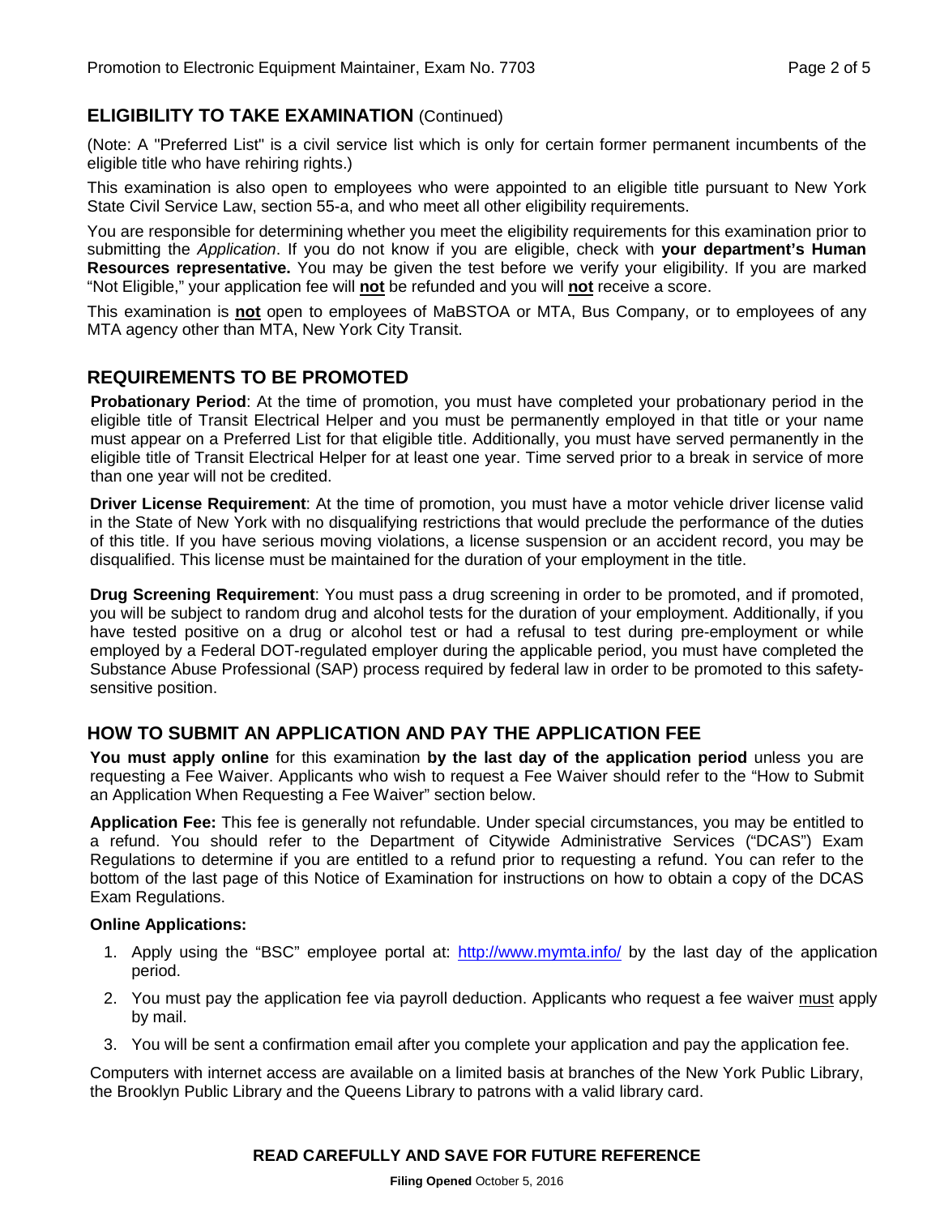## ELIGIBILITY TO TAKE EXAMINATION (Continued)

(Note: A "Preferred List" is a civil service list which is only for certain former permanent incumbents of the eligible title who have rehiring rights.)

This examination is also open to employees who were appointed to an eligible title pursuant to New York State Civil Service Law, section 55-a, and who meet all other eligibility requirements.

You are responsible for determining whether you meet the eligibility requirements for this examination prior to submitting the *Application*. If you do not know if you are eligible, check with **your department's Human Resources representative.** You may be given the test before we verify your eligibility. If you are marked "Not Eligible," your application fee will **not** be refunded and you will **not** receive a score.

This examination is **not** open to employees of MaBSTOA or MTA, Bus Company, or to employees of any MTA agency other than MTA, New York City Transit.

## REQUIREMENTS TO BE PROMOTED

**Probationary Period**: At the time of promotion, you must have completed your probationary period in the eligible title of Transit Electrical Helper and you must be permanently employed in that title or your name must appear on a Preferred List for that eligible title. Additionally, you must have served permanently in the eligible title of Transit Electrical Helper for at least one year. Time served prior to a break in service of more than one year will not be credited.

**Driver License Requirement**: At the time of promotion, you must have a motor vehicle driver license valid in the State of New York with no disqualifying restrictions that would preclude the performance of the duties of this title. If you have serious moving violations, a license suspension or an accident record, you may be disqualified. This license must be maintained for the duration of your employment in the title.

**Drug Screening Requirement**: You must pass a drug screening in order to be promoted, and if promoted, you will be subject to random drug and alcohol tests for the duration of your employment. Additionally, if you have tested positive on a drug or alcohol test or had a refusal to test during pre-employment or while employed by a Federal DOT-regulated employer during the applicable period, you must have completed the Substance Abuse Professional (SAP) process required by federal law in order to be promoted to this safety-sensitive position.

## HOW TO SUBMIT AN APPLICATION AND PAY THE APPLICATION FEE

**You must apply online** for this examination **by the last day of the application period** unless you are requesting a Fee Waiver. Applicants who wish to request a Fee Waiver should refer to the "How to Submit an Application When Requesting a Fee Waiver" section below.

**Application Fee:** This fee is generally not refundable. Under special circumstances, you may be entitled to a refund. You should refer to the Department of Citywide Administrative Services ("DCAS") Exam Regulations to determine if you are entitled to a refund prior to requesting a refund. You can refer to the bottom of the last page of this Notice of Examination for instructions on how to obtain a copy of the DCAS Exam Regulations.

**Online Applications:**

1. Apply using the "BSC" employee portal at: http://www.mymta.info/ by the last day of the application period.
2. You must pay the application fee via payroll deduction. Applicants who request a fee waiver must apply by mail.
3. You will be sent a confirmation email after you complete your application and pay the application fee.

Computers with internet access are available on a limited basis at branches of the New York Public Library, the Brooklyn Public Library and the Queens Library to patrons with a valid library card.

**READ CAREFULLY AND SAVE FOR FUTURE REFERENCE**

**Filing Opened** October 5, 2016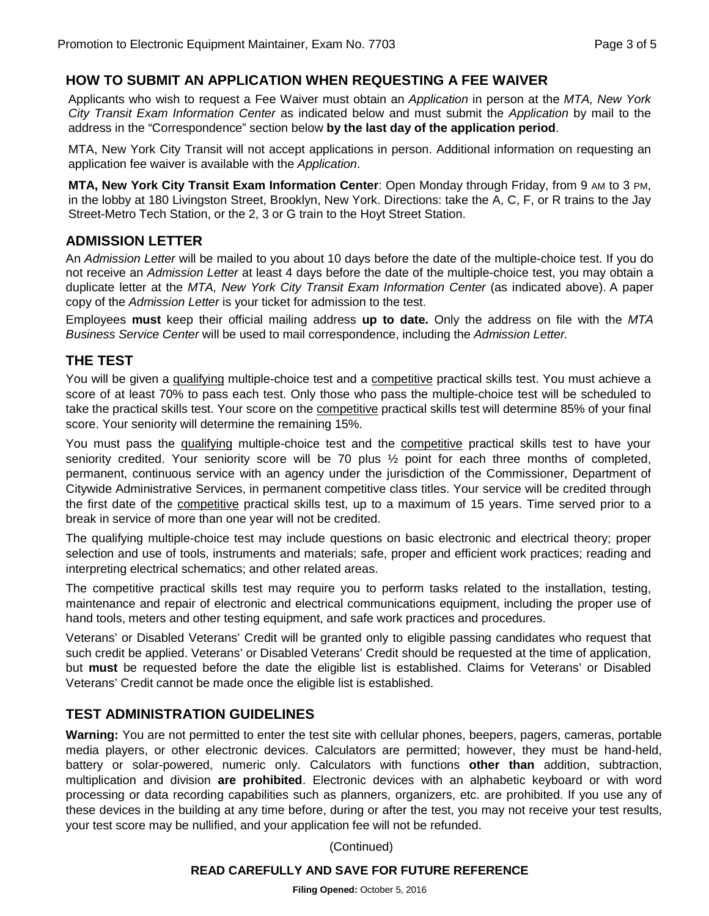## HOW TO SUBMIT AN APPLICATION WHEN REQUESTING A FEE WAIVER

Applicants who wish to request a Fee Waiver must obtain an *Application* in person at the *MTA, New York City Transit Exam Information Center* as indicated below and must submit the *Application* by mail to the address in the "Correspondence" section below **by the last day of the application period**.

MTA, New York City Transit will not accept applications in person. Additional information on requesting an application fee waiver is available with the *Application*.

**MTA, New York City Transit Exam Information Center**: Open Monday through Friday, from 9 AM to 3 PM, in the lobby at 180 Livingston Street, Brooklyn, New York. Directions: take the A, C, F, or R trains to the Jay Street-Metro Tech Station, or the 2, 3 or G train to the Hoyt Street Station.

## ADMISSION LETTER

An *Admission Letter* will be mailed to you about 10 days before the date of the multiple-choice test. If you do not receive an *Admission Letter* at least 4 days before the date of the multiple-choice test, you may obtain a duplicate letter at the *MTA, New York City Transit Exam Information Center* (as indicated above). A paper copy of the *Admission Letter* is your ticket for admission to the test.

Employees **must** keep their official mailing address **up to date.** Only the address on file with the *MTA Business Service Center* will be used to mail correspondence, including the *Admission Letter.*

## THE TEST

You will be given a qualifying multiple-choice test and a competitive practical skills test. You must achieve a score of at least 70% to pass each test. Only those who pass the multiple-choice test will be scheduled to take the practical skills test. Your score on the competitive practical skills test will determine 85% of your final score. Your seniority will determine the remaining 15%.

You must pass the qualifying multiple-choice test and the competitive practical skills test to have your seniority credited. Your seniority score will be 70 plus ½ point for each three months of completed, permanent, continuous service with an agency under the jurisdiction of the Commissioner, Department of Citywide Administrative Services, in permanent competitive class titles. Your service will be credited through the first date of the competitive practical skills test, up to a maximum of 15 years. Time served prior to a break in service of more than one year will not be credited.

The qualifying multiple-choice test may include questions on basic electronic and electrical theory; proper selection and use of tools, instruments and materials; safe, proper and efficient work practices; reading and interpreting electrical schematics; and other related areas.

The competitive practical skills test may require you to perform tasks related to the installation, testing, maintenance and repair of electronic and electrical communications equipment, including the proper use of hand tools, meters and other testing equipment, and safe work practices and procedures.

Veterans' or Disabled Veterans' Credit will be granted only to eligible passing candidates who request that such credit be applied. Veterans' or Disabled Veterans' Credit should be requested at the time of application, but **must** be requested before the date the eligible list is established. Claims for Veterans' or Disabled Veterans' Credit cannot be made once the eligible list is established.

## TEST ADMINISTRATION GUIDELINES

**Warning:** You are not permitted to enter the test site with cellular phones, beepers, pagers, cameras, portable media players, or other electronic devices. Calculators are permitted; however, they must be hand-held, battery or solar-powered, numeric only. Calculators with functions **other than** addition, subtraction, multiplication and division **are prohibited**. Electronic devices with an alphabetic keyboard or with word processing or data recording capabilities such as planners, organizers, etc. are prohibited. If you use any of these devices in the building at any time before, during or after the test, you may not receive your test results, your test score may be nullified, and your application fee will not be refunded.

(Continued)

**READ CAREFULLY AND SAVE FOR FUTURE REFERENCE**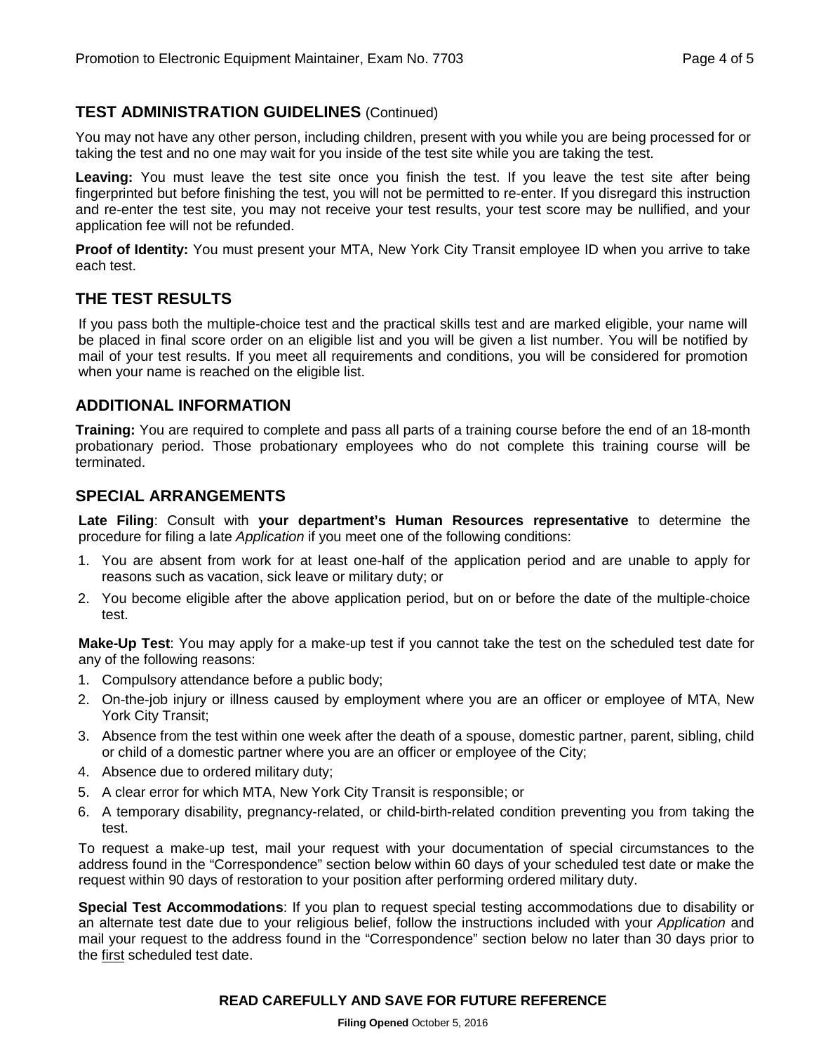## TEST ADMINISTRATION GUIDELINES (Continued)

You may not have any other person, including children, present with you while you are being processed for or taking the test and no one may wait for you inside of the test site while you are taking the test.

**Leaving:** You must leave the test site once you finish the test. If you leave the test site after being fingerprinted but before finishing the test, you will not be permitted to re-enter. If you disregard this instruction and re-enter the test site, you may not receive your test results, your test score may be nullified, and your application fee will not be refunded.

**Proof of Identity:** You must present your MTA, New York City Transit employee ID when you arrive to take each test.

## THE TEST RESULTS

If you pass both the multiple-choice test and the practical skills test and are marked eligible, your name will be placed in final score order on an eligible list and you will be given a list number. You will be notified by mail of your test results. If you meet all requirements and conditions, you will be considered for promotion when your name is reached on the eligible list.

## ADDITIONAL INFORMATION

**Training:** You are required to complete and pass all parts of a training course before the end of an 18-month probationary period. Those probationary employees who do not complete this training course will be terminated.

## SPECIAL ARRANGEMENTS

**Late Filing**: Consult with **your department's Human Resources representative** to determine the procedure for filing a late *Application* if you meet one of the following conditions:

1. You are absent from work for at least one-half of the application period and are unable to apply for reasons such as vacation, sick leave or military duty; or
2. You become eligible after the above application period, but on or before the date of the multiple-choice test.

**Make-Up Test**: You may apply for a make-up test if you cannot take the test on the scheduled test date for any of the following reasons:

1. Compulsory attendance before a public body;
2. On-the-job injury or illness caused by employment where you are an officer or employee of MTA, New York City Transit;
3. Absence from the test within one week after the death of a spouse, domestic partner, parent, sibling, child or child of a domestic partner where you are an officer or employee of the City;
4. Absence due to ordered military duty;
5. A clear error for which MTA, New York City Transit is responsible; or
6. A temporary disability, pregnancy-related, or child-birth-related condition preventing you from taking the test.

To request a make-up test, mail your request with your documentation of special circumstances to the address found in the "Correspondence" section below within 60 days of your scheduled test date or make the request within 90 days of restoration to your position after performing ordered military duty.

**Special Test Accommodations**: If you plan to request special testing accommodations due to disability or an alternate test date due to your religious belief, follow the instructions included with your *Application* and mail your request to the address found in the "Correspondence" section below no later than 30 days prior to the first scheduled test date.

**READ CAREFULLY AND SAVE FOR FUTURE REFERENCE**

**Filing Opened** October 5, 2016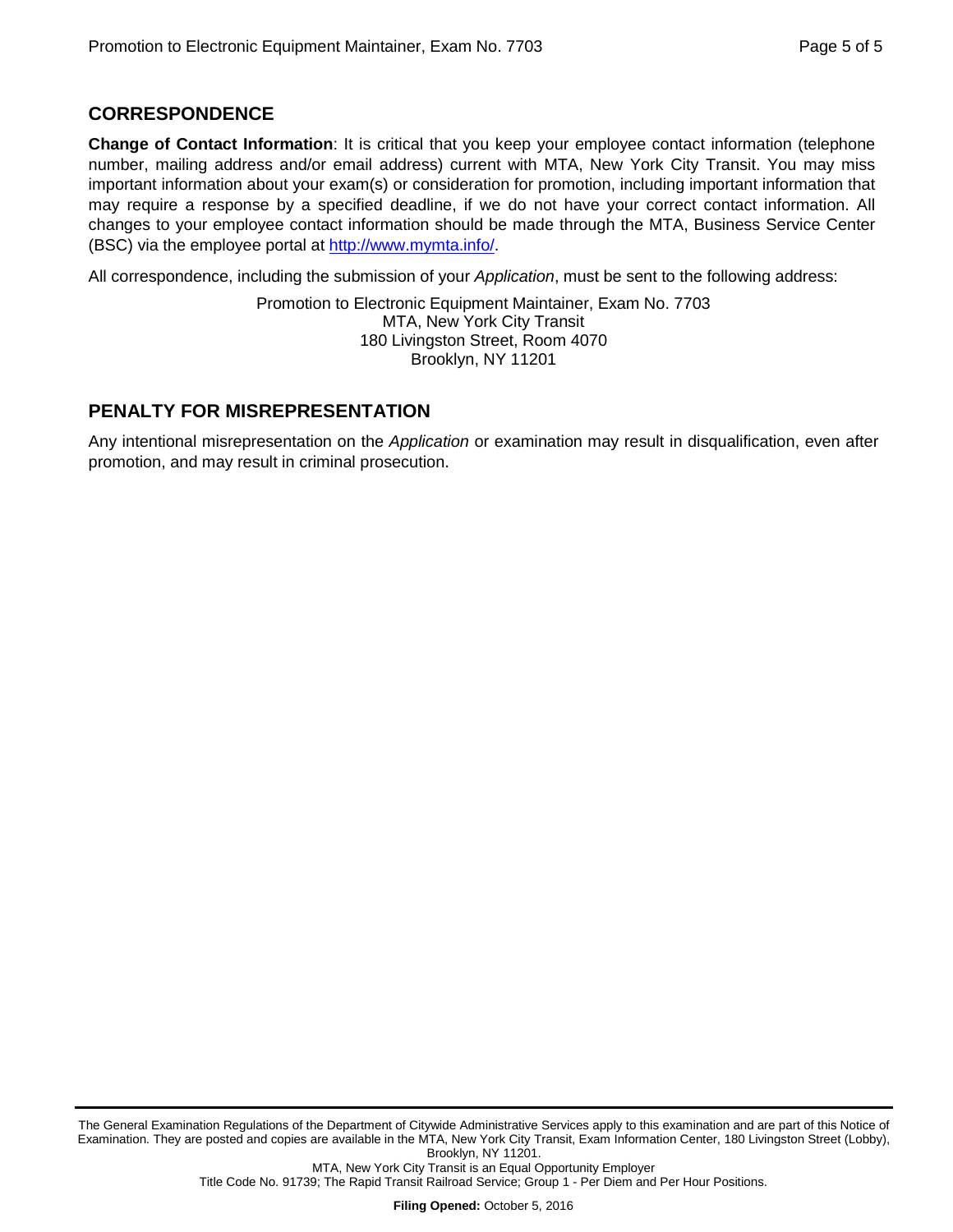## CORRESPONDENCE

**Change of Contact Information**: It is critical that you keep your employee contact information (telephone number, mailing address and/or email address) current with MTA, New York City Transit. You may miss important information about your exam(s) or consideration for promotion, including important information that may require a response by a specified deadline, if we do not have your correct contact information. All changes to your employee contact information should be made through the MTA, Business Service Center (BSC) via the employee portal at http://www.mymta.info/.

All correspondence, including the submission of your *Application*, must be sent to the following address:

Promotion to Electronic Equipment Maintainer, Exam No. 7703
MTA, New York City Transit
180 Livingston Street, Room 4070
Brooklyn, NY 11201

## PENALTY FOR MISREPRESENTATION

Any intentional misrepresentation on the *Application* or examination may result in disqualification, even after promotion, and may result in criminal prosecution.

---

The General Examination Regulations of the Department of Citywide Administrative Services apply to this examination and are part of this Notice of Examination. They are posted and copies are available in the MTA, New York City Transit, Exam Information Center, 180 Livingston Street (Lobby), Brooklyn, NY 11201.

MTA, New York City Transit is an Equal Opportunity Employer

Title Code No. 91739; The Rapid Transit Railroad Service; Group 1 - Per Diem and Per Hour Positions.

**Filing Opened:** October 5, 2016